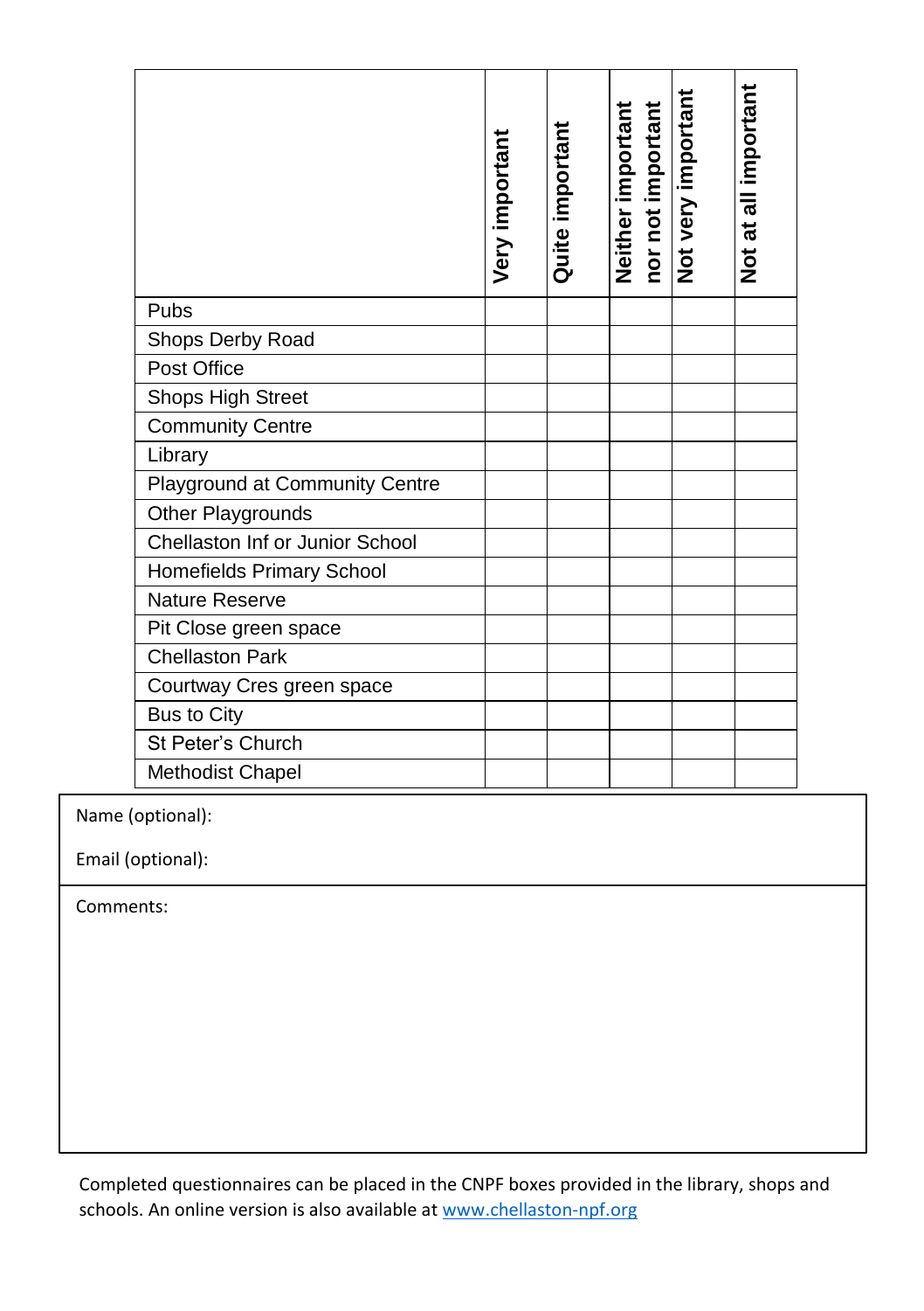| | Very important | Quite important | Neither important nor not important | Not very important | Not at all important |
|---|---|---|---|---|---|
| Pubs | | | | | |
| Shops Derby Road | | | | | |
| Post Office | | | | | |
| Shops High Street | | | | | |
| Community Centre | | | | | |
| Library | | | | | |
| Playground at Community Centre | | | | | |
| Other Playgrounds | | | | | |
| Chellaston Inf or Junior School | | | | | |
| Homefields Primary School | | | | | |
| Nature Reserve | | | | | |
| Pit Close green space | | | | | |
| Chellaston Park | | | | | |
| Courtway Cres green space | | | | | |
| Bus to City | | | | | |
| St Peter's Church | | | | | |
| Methodist Chapel | | | | | |

Name (optional):

Email (optional):

Comments:

Completed questionnaires can be placed in the CNPF boxes provided in the library, shops and schools. An online version is also available at [www.chellaston-npf.org](www.chellaston-npf.org)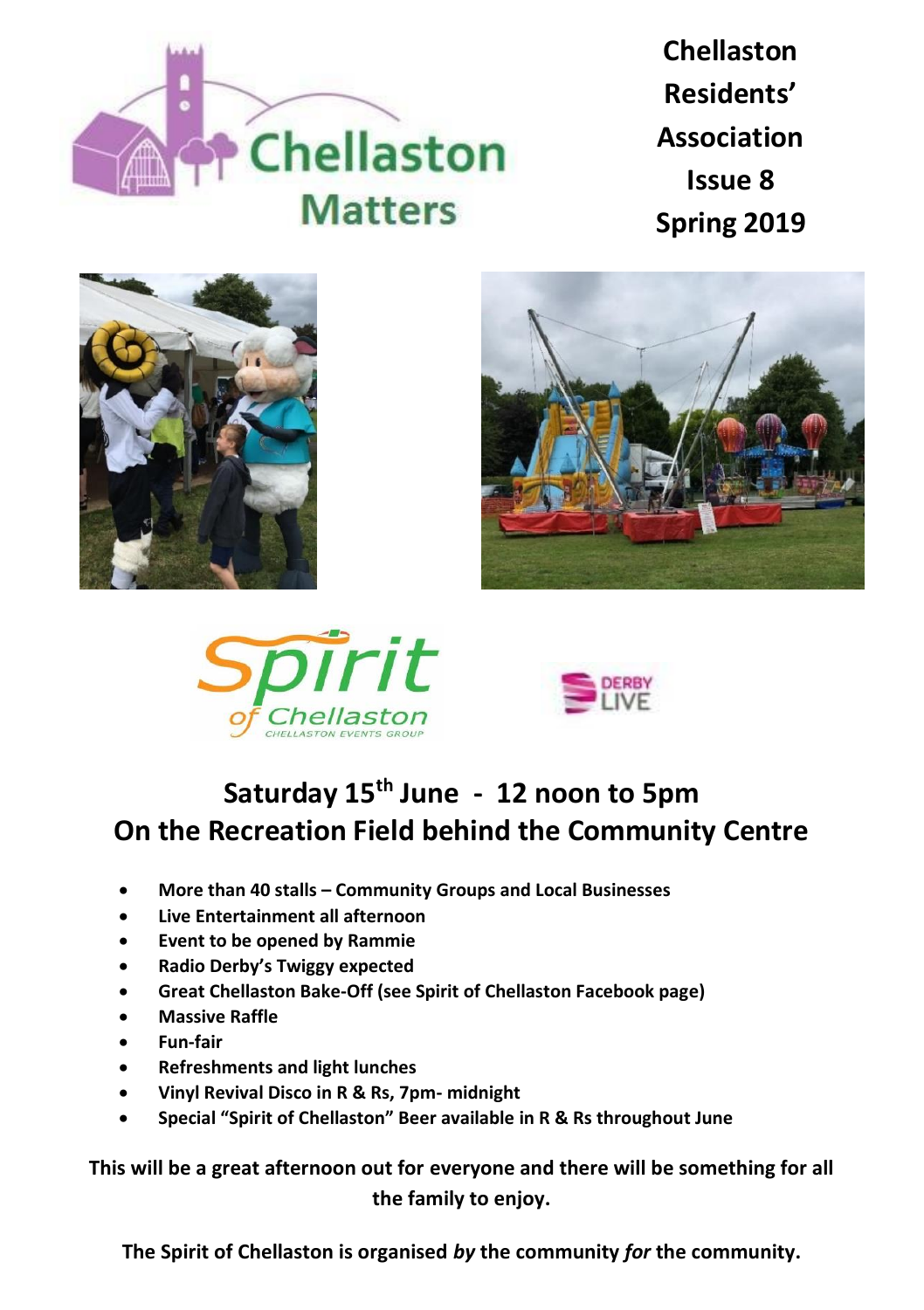# Chellaston Matters

**Chellaston Residents' Association**
**Issue 8**
**Spring 2019**

Spirit of Chellaston
CHELLASTON EVENTS GROUP

DERBY LIVE

## Saturday 15th June - 12 noon to 5pm
## On the Recreation Field behind the Community Centre

- **More than 40 stalls – Community Groups and Local Businesses**
- **Live Entertainment all afternoon**
- **Event to be opened by Rammie**
- **Radio Derby's Twiggy expected**
- **Great Chellaston Bake-Off (see Spirit of Chellaston Facebook page)**
- **Massive Raffle**
- **Fun-fair**
- **Refreshments and light lunches**
- **Vinyl Revival Disco in R & Rs, 7pm- midnight**
- **Special "Spirit of Chellaston" Beer available in R & Rs throughout June**

**This will be a great afternoon out for everyone and there will be something for all the family to enjoy.**

**The Spirit of Chellaston is organised *by* the community *for* the community.**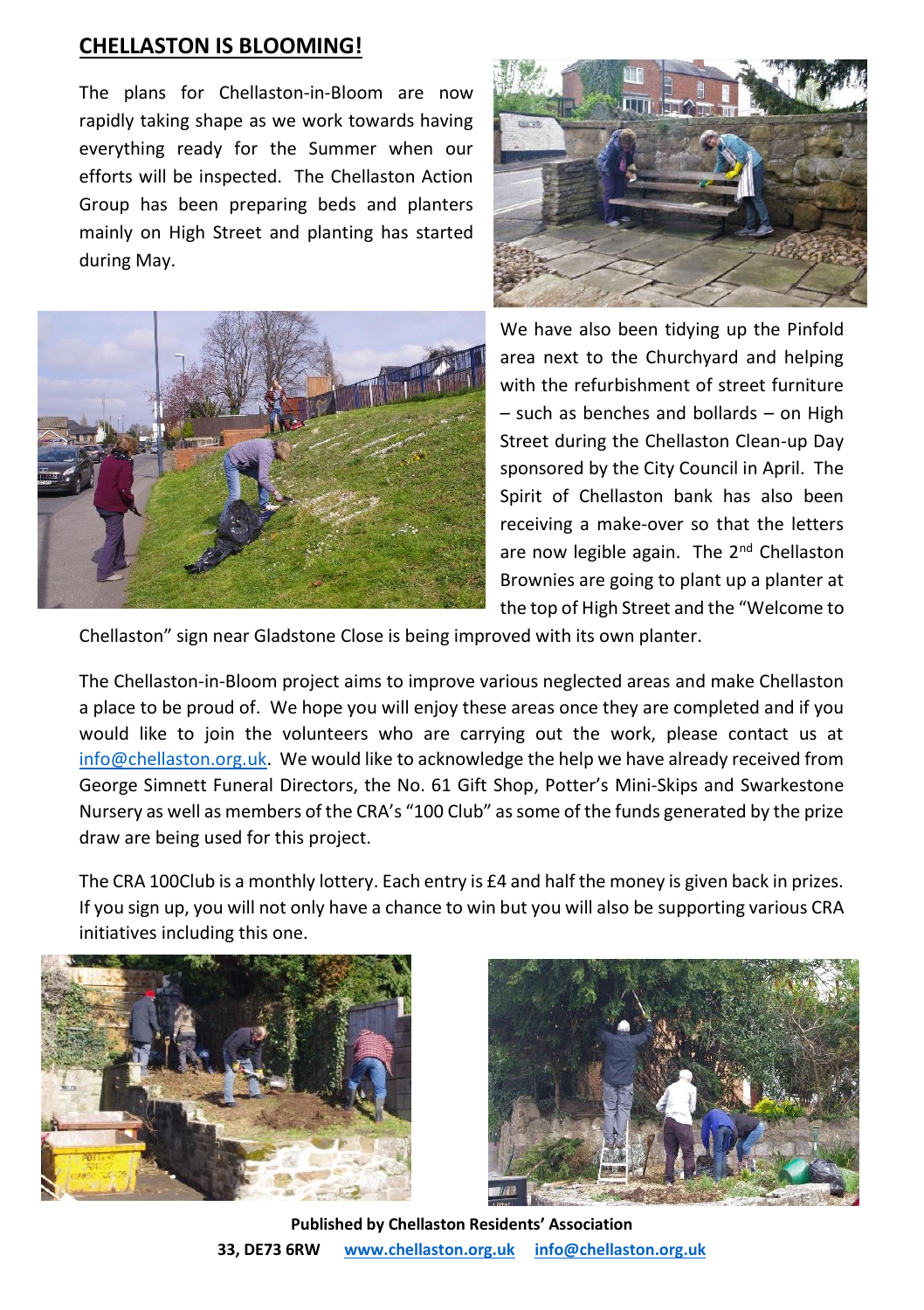## CHELLASTON IS BLOOMING!

The plans for Chellaston-in-Bloom are now rapidly taking shape as we work towards having everything ready for the Summer when our efforts will be inspected. The Chellaston Action Group has been preparing beds and planters mainly on High Street and planting has started during May.

We have also been tidying up the Pinfold area next to the Churchyard and helping with the refurbishment of street furniture – such as benches and bollards – on High Street during the Chellaston Clean-up Day sponsored by the City Council in April. The Spirit of Chellaston bank has also been receiving a make-over so that the letters are now legible again. The 2nd Chellaston Brownies are going to plant up a planter at the top of High Street and the "Welcome to Chellaston" sign near Gladstone Close is being improved with its own planter.

The Chellaston-in-Bloom project aims to improve various neglected areas and make Chellaston a place to be proud of. We hope you will enjoy these areas once they are completed and if you would like to join the volunteers who are carrying out the work, please contact us at info@chellaston.org.uk. We would like to acknowledge the help we have already received from George Simnett Funeral Directors, the No. 61 Gift Shop, Potter's Mini-Skips and Swarkestone Nursery as well as members of the CRA's "100 Club" as some of the funds generated by the prize draw are being used for this project.

The CRA 100Club is a monthly lottery. Each entry is £4 and half the money is given back in prizes. If you sign up, you will not only have a chance to win but you will also be supporting various CRA initiatives including this one.

**Published by Chellaston Residents' Association**
**33, DE73 6RW www.chellaston.org.uk info@chellaston.org.uk**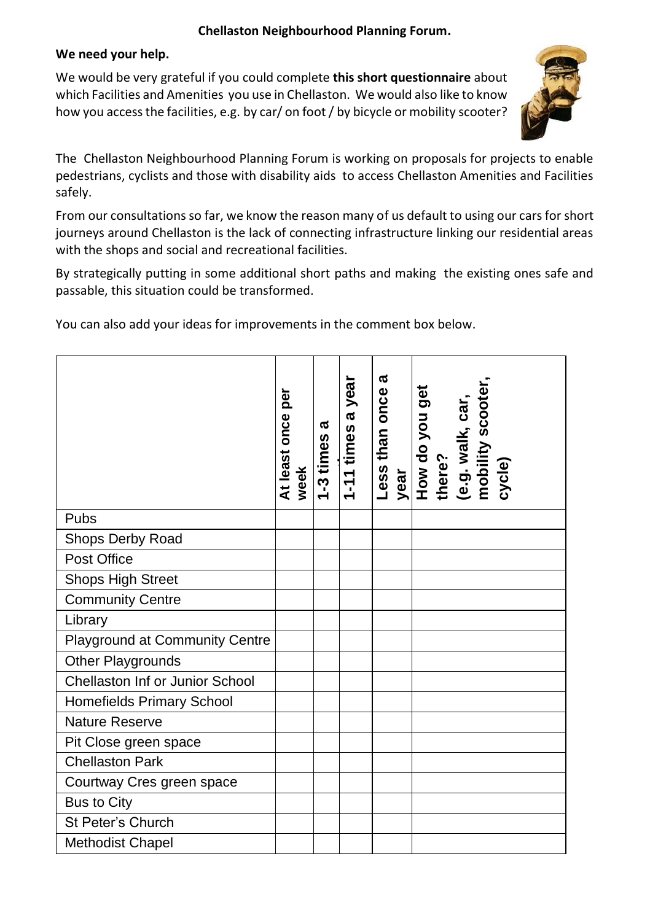**Chellaston Neighbourhood Planning Forum.**

**We need your help.**

We would be very grateful if you could complete **this short questionnaire** about which Facilities and Amenities you use in Chellaston. We would also like to know how you access the facilities, e.g. by car/ on foot / by bicycle or mobility scooter?

The Chellaston Neighbourhood Planning Forum is working on proposals for projects to enable pedestrians, cyclists and those with disability aids to access Chellaston Amenities and Facilities safely.

From our consultations so far, we know the reason many of us default to using our cars for short journeys around Chellaston is the lack of connecting infrastructure linking our residential areas with the shops and social and recreational facilities.

By strategically putting in some additional short paths and making the existing ones safe and passable, this situation could be transformed.

You can also add your ideas for improvements in the comment box below.

| | At least once per week | 1-3 times a | 1-11 times a year | Less than once a year | How do you get there? (e.g. walk, car, mobility scooter, cycle) |
|---|---|---|---|---|---|
| Pubs | | | | | |
| Shops Derby Road | | | | | |
| Post Office | | | | | |
| Shops High Street | | | | | |
| Community Centre | | | | | |
| Library | | | | | |
| Playground at Community Centre | | | | | |
| Other Playgrounds | | | | | |
| Chellaston Inf or Junior School | | | | | |
| Homefields Primary School | | | | | |
| Nature Reserve | | | | | |
| Pit Close green space | | | | | |
| Chellaston Park | | | | | |
| Courtway Cres green space | | | | | |
| Bus to City | | | | | |
| St Peter's Church | | | | | |
| Methodist Chapel | | | | | |